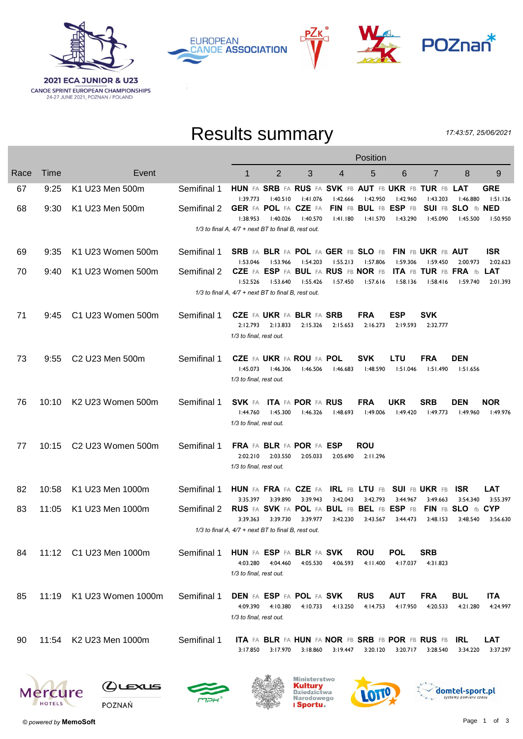2021 ECA JUNIOR & U23
CANOE SPRINT EUROPEAN CHAMPIONSHIPS
24-27 JUNE 2021, POZNAN / POLAND

# Results summary

17:43:57, 25/06/2021

| Race | Time | Event | | 1 | 2 | 3 | 4 | 5 | 6 | 7 | 8 | 9 |
|---|---|---|---|---|---|---|---|---|---|---|---|---|
| 67 | 9:25 | K1 U23 Men 500m | Semifinal 1 | HUN FA 1:39.773 | SRB FA 1:40.510 | RUS FA 1:41.076 | SVK FB 1:42.666 | AUT FB 1:42.950 | UKR FB 1:42.960 | TUR FB 1:43.203 | LAT 1:46.880 | GRE 1:51.126 |
| 68 | 9:30 | K1 U23 Men 500m | Semifinal 2 | GER FA 1:38.953 | POL FA 1:40.026 | CZE FA 1:40.570 | FIN FB 1:41.180 | BUL FB 1:41.570 | ESP FB 1:43.290 | SUI FB 1:45.090 | SLO fb 1:45.500 | NED 1:50.950 |
| | | | 1/3 to final A, 4/7 + next BT to final B, rest out. | | | | | | | | | |
| 69 | 9:35 | K1 U23 Women 500m | Semifinal 1 | SRB FA 1:53.046 | BLR FA 1:53.966 | POL FA 1:54.203 | GER FB 1:55.213 | SLO FB 1:57.806 | FIN FB 1:59.306 | UKR FB 1:59.450 | AUT 2:00.973 | ISR 2:02.623 |
| 70 | 9:40 | K1 U23 Women 500m | Semifinal 2 | CZE FA 1:52.526 | ESP FA 1:53.640 | BUL FA 1:55.426 | RUS FB 1:57.450 | NOR FB 1:57.616 | ITA FB 1:58.136 | TUR FB 1:58.416 | FRA fb 1:59.740 | LAT 2:01.393 |
| | | | 1/3 to final A, 4/7 + next BT to final B, rest out. | | | | | | | | | |
| 71 | 9:45 | C1 U23 Women 500m | Semifinal 1 | CZE FA 2:12.793 | UKR FA 2:13.833 | BLR FA 2:15.326 | SRB 2:15.653 | FRA 2:16.273 | ESP 2:19.593 | SVK 2:32.777 | | |
| | | | 1/3 to final, rest out. | | | | | | | | | |
| 73 | 9:55 | C2 U23 Men 500m | Semifinal 1 | CZE FA 1:45.073 | UKR FA 1:46.306 | ROU FA 1:46.506 | POL 1:46.683 | SVK 1:48.590 | LTU 1:51.046 | FRA 1:51.490 | DEN 1:51.656 | |
| | | | 1/3 to final, rest out. | | | | | | | | | |
| 76 | 10:10 | K2 U23 Women 500m | Semifinal 1 | SVK FA 1:44.760 | ITA FA 1:45.300 | POR FA 1:46.326 | RUS 1:48.693 | FRA 1:49.006 | UKR 1:49.420 | SRB 1:49.773 | DEN 1:49.960 | NOR 1:49.976 |
| | | | 1/3 to final, rest out. | | | | | | | | | |
| 77 | 10:15 | C2 U23 Women 500m | Semifinal 1 | FRA FA 2:02.210 | BLR FA 2:03.550 | POR FA 2:05.033 | ESP 2:05.690 | ROU 2:11.296 | | | | |
| | | | 1/3 to final, rest out. | | | | | | | | | |
| 82 | 10:58 | K1 U23 Men 1000m | Semifinal 1 | HUN FA 3:35.397 | FRA FA 3:39.890 | CZE FA 3:39.943 | IRL FB 3:42.043 | LTU FB 3:42.793 | SUI FB 3:44.967 | UKR FB 3:49.663 | ISR 3:54.340 | LAT 3:55.397 |
| 83 | 11:05 | K1 U23 Men 1000m | Semifinal 2 | RUS FA 3:39.363 | SVK FA 3:39.730 | POL FA 3:39.977 | BUL FB 3:42.230 | BEL FB 3:43.567 | ESP FB 3:44.473 | FIN FB 3:48.153 | SLO fb 3:48.540 | CYP 3:56.630 |
| | | | 1/3 to final A, 4/7 + next BT to final B, rest out. | | | | | | | | | |
| 84 | 11:12 | C1 U23 Men 1000m | Semifinal 1 | HUN FA 4:03.280 | ESP FA 4:04.460 | BLR FA 4:05.530 | SVK 4:06.593 | ROU 4:11.400 | POL 4:17.037 | SRB 4:31.823 | | |
| | | | 1/3 to final, rest out. | | | | | | | | | |
| 85 | 11:19 | K1 U23 Women 1000m | Semifinal 1 | DEN FA 4:09.390 | ESP FA 4:10.380 | POL FA 4:10.733 | SVK 4:13.250 | RUS 4:14.753 | AUT 4:17.950 | FRA 4:20.533 | BUL 4:21.280 | ITA 4:24.997 |
| | | | 1/3 to final, rest out. | | | | | | | | | |
| 90 | 11:54 | K2 U23 Men 1000m | Semifinal 1 | ITA FA 3:17.850 | BLR FA 3:17.970 | HUN FA 3:18.860 | NOR FB 3:19.447 | SRB FB 3:20.120 | POR FB 3:20.717 | RUS FB 3:28.540 | IRL 3:34.220 | LAT 3:37.297 |

© powered by MemoSoft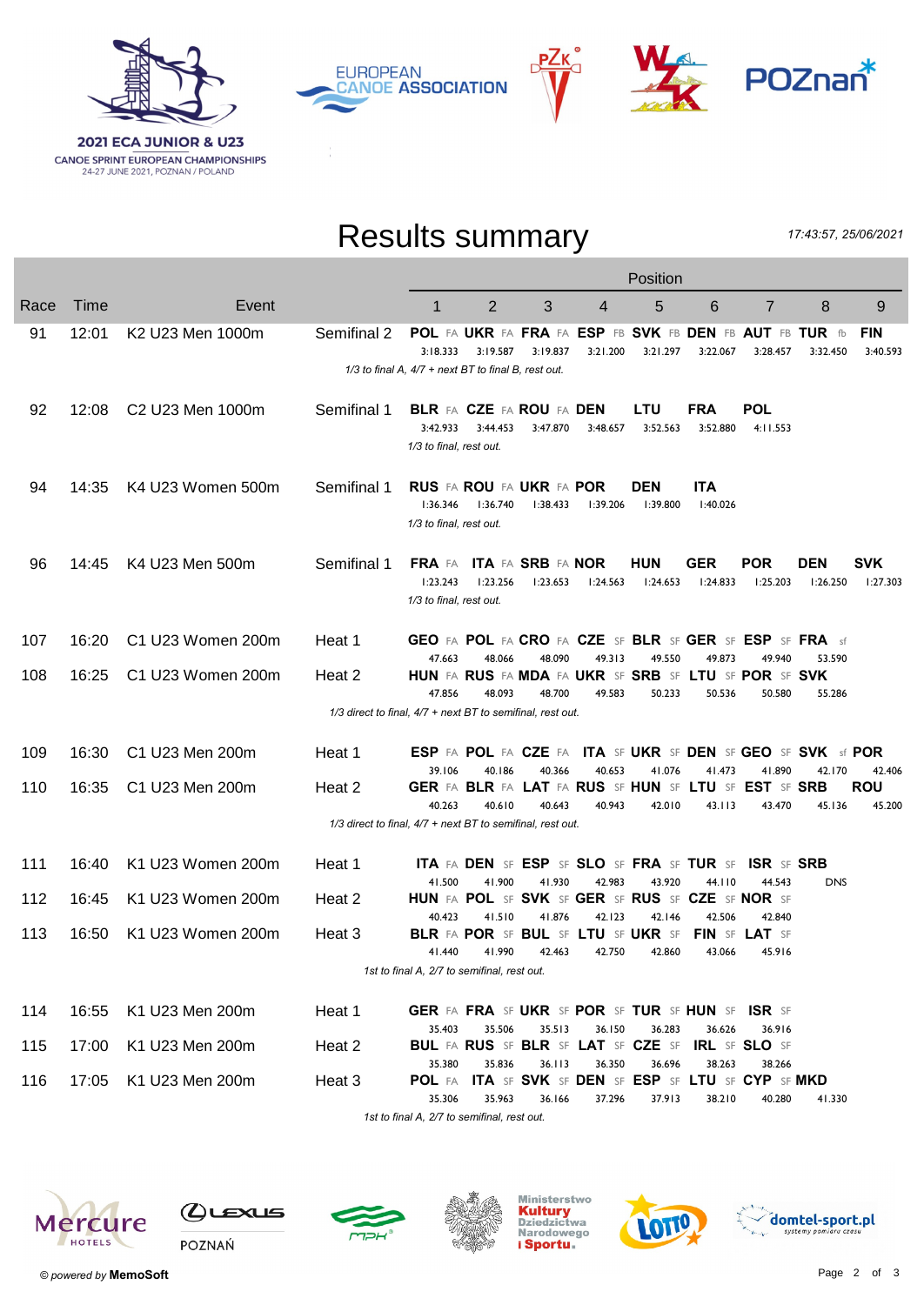2021 ECA JUNIOR & U23
CANOE SPRINT EUROPEAN CHAMPIONSHIPS
24-27 JUNE 2021, POZNAN / POLAND

# Results summary

*17:43:57, 25/06/2021*

| Race | Time | Event | | 1 | 2 | 3 | 4 | 5 | 6 | 7 | 8 | 9 |
|---|---|---|---|---|---|---|---|---|---|---|---|---|
| 91 | 12:01 | K2 U23 Men 1000m | Semifinal 2 | **POL** FA 3:18.333 | **UKR** FA 3:19.587 | **FRA** FA 3:19.837 | **ESP** FB 3:21.200 | **SVK** FB 3:21.297 | **DEN** FB 3:22.067 | **AUT** FB 3:28.457 | **TUR** fb 3:32.450 | **FIN** 3:40.593 |
| | | | *1/3 to final A, 4/7 + next BT to final B, rest out.* | | | | | | | | | |
| 92 | 12:08 | C2 U23 Men 1000m | Semifinal 1 | **BLR** FA 3:42.933 | **CZE** FA 3:44.453 | **ROU** FA 3:47.870 | **DEN** 3:48.657 | **LTU** 3:52.563 | **FRA** 3:52.880 | **POL** 4:11.553 | | |
| | | | *1/3 to final, rest out.* | | | | | | | | | |
| 94 | 14:35 | K4 U23 Women 500m | Semifinal 1 | **RUS** FA 1:36.346 | **ROU** FA 1:36.740 | **UKR** FA 1:38.433 | **POR** 1:39.206 | **DEN** 1:39.800 | **ITA** 1:40.026 | | | |
| | | | *1/3 to final, rest out.* | | | | | | | | | |
| 96 | 14:45 | K4 U23 Men 500m | Semifinal 1 | **FRA** FA 1:23.243 | **ITA** FA 1:23.256 | **SRB** FA 1:23.653 | **NOR** 1:24.563 | **HUN** 1:24.653 | **GER** 1:24.833 | **POR** 1:25.203 | **DEN** 1:26.250 | **SVK** 1:27.303 |
| | | | *1/3 to final, rest out.* | | | | | | | | | |
| 107 | 16:20 | C1 U23 Women 200m | Heat 1 | **GEO** FA 47.663 | **POL** FA 48.066 | **CRO** FA 48.090 | **CZE** SF 49.313 | **BLR** SF 49.550 | **GER** SF 49.873 | **ESP** SF 49.940 | **FRA** sf 53.590 | |
| 108 | 16:25 | C1 U23 Women 200m | Heat 2 | **HUN** FA 47.856 | **RUS** FA 48.093 | **MDA** FA 48.700 | **UKR** SF 49.583 | **SRB** SF 50.233 | **LTU** SF 50.536 | **POR** SF 50.580 | **SVK** 55.286 | |
| | | | *1/3 direct to final, 4/7 + next BT to semifinal, rest out.* | | | | | | | | | |
| 109 | 16:30 | C1 U23 Men 200m | Heat 1 | **ESP** FA 39.106 | **POL** FA 40.186 | **CZE** FA 40.366 | **ITA** SF 40.653 | **UKR** SF 41.076 | **DEN** SF 41.473 | **GEO** SF 41.890 | **SVK** sf 42.170 | **POR** 42.406 |
| 110 | 16:35 | C1 U23 Men 200m | Heat 2 | **GER** FA 40.263 | **BLR** FA 40.610 | **LAT** FA 40.643 | **RUS** SF 40.943 | **HUN** SF 42.010 | **LTU** SF 43.113 | **EST** SF 43.470 | **SRB** 45.136 | **ROU** 45.200 |
| | | | *1/3 direct to final, 4/7 + next BT to semifinal, rest out.* | | | | | | | | | |
| 111 | 16:40 | K1 U23 Women 200m | Heat 1 | **ITA** FA 41.500 | **DEN** SF 41.900 | **ESP** SF 41.930 | **SLO** SF 42.983 | **FRA** SF 43.920 | **TUR** SF 44.110 | **ISR** SF 44.543 | **SRB** DNS | |
| 112 | 16:45 | K1 U23 Women 200m | Heat 2 | **HUN** FA 40.423 | **POL** SF 41.510 | **SVK** SF 41.876 | **GER** SF 42.123 | **RUS** SF 42.146 | **CZE** SF 42.506 | **NOR** SF 42.840 | | |
| 113 | 16:50 | K1 U23 Women 200m | Heat 3 | **BLR** FA 41.440 | **POR** SF 41.990 | **BUL** SF 42.463 | **LTU** SF 42.750 | **UKR** SF 42.860 | **FIN** SF 43.066 | **LAT** SF 45.916 | | |
| | | | *1st to final A, 2/7 to semifinal, rest out.* | | | | | | | | | |
| 114 | 16:55 | K1 U23 Men 200m | Heat 1 | **GER** FA 35.403 | **FRA** SF 35.506 | **UKR** SF 35.513 | **POR** SF 36.150 | **TUR** SF 36.283 | **HUN** SF 36.626 | **ISR** SF 36.916 | | |
| 115 | 17:00 | K1 U23 Men 200m | Heat 2 | **BUL** FA 35.380 | **RUS** SF 35.836 | **BLR** SF 36.113 | **LAT** SF 36.350 | **CZE** SF 36.696 | **IRL** SF 38.263 | **SLO** SF 38.266 | | |
| 116 | 17:05 | K1 U23 Men 200m | Heat 3 | **POL** FA 35.306 | **ITA** SF 35.963 | **SVK** SF 36.166 | **DEN** SF 37.296 | **ESP** SF 37.913 | **LTU** SF 38.210 | **CYP** SF 40.280 | **MKD** 41.330 | |
| | | | *1st to final A, 2/7 to semifinal, rest out.* | | | | | | | | | |

© powered by **MemoSoft**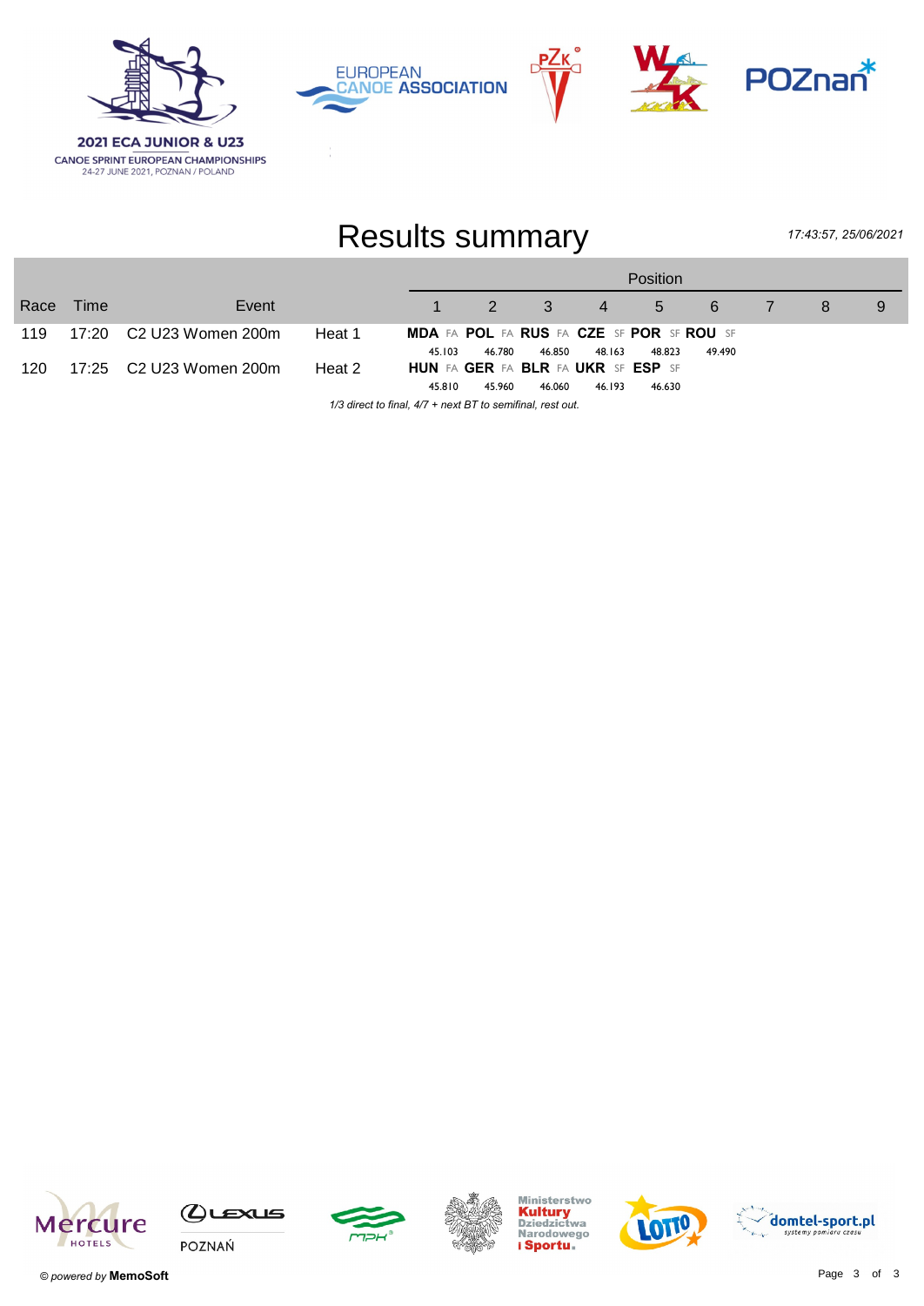2021 ECA JUNIOR & U23
CANOE SPRINT EUROPEAN CHAMPIONSHIPS
24-27 JUNE 2021, POZNAN / POLAND

# Results summary

*17:43:57, 25/06/2021*

| Race | Time | Event | | Position 1 | 2 | 3 | 4 | 5 | 6 | 7 | 8 | 9 |
|---|---|---|---|---|---|---|---|---|---|---|---|---|
| 119 | 17:20 | C2 U23 Women 200m | Heat 1 | **MDA** FA 45.103 | **POL** FA 46.780 | **RUS** FA 46.850 | **CZE** SF 48.163 | **POR** SF 48.823 | **ROU** SF 49.490 | | | |
| 120 | 17:25 | C2 U23 Women 200m | Heat 2 | **HUN** FA 45.810 | **GER** FA 45.960 | **BLR** FA 46.060 | **UKR** SF 46.193 | **ESP** SF 46.630 | | | | |

*1/3 direct to final, 4/7 + next BT to semifinal, rest out.*

© powered by **MemoSoft**